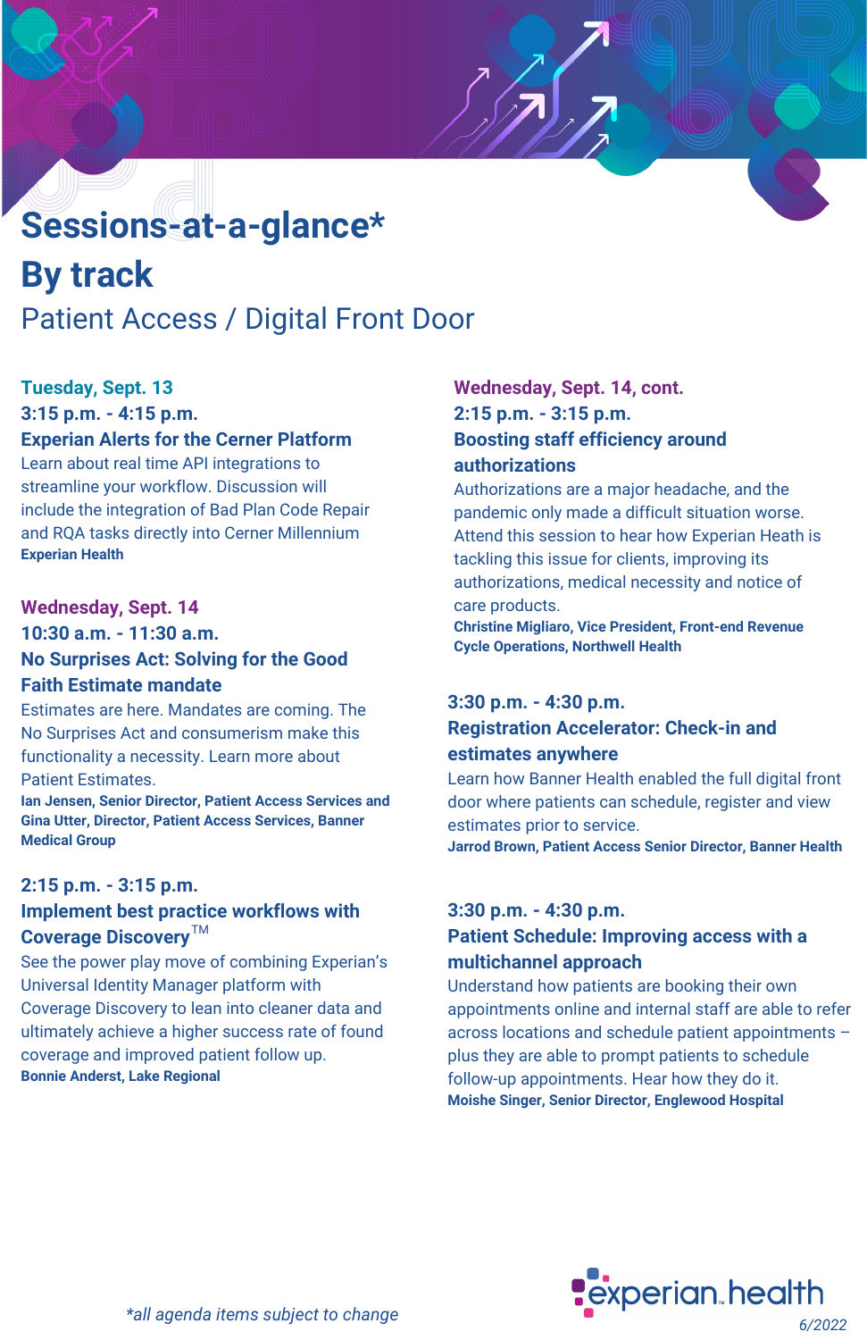# Sessions-at-a-glance*

# By track

## Patient Access / Digital Front Door

### Tuesday, Sept. 13

**3:15 p.m. - 4:15 p.m.**

**Experian Alerts for the Cerner Platform**

Learn about real time API integrations to streamline your workflow. Discussion will include the integration of Bad Plan Code Repair and RQA tasks directly into Cerner Millennium

**Experian Health**

### Wednesday, Sept. 14

**10:30 a.m. - 11:30 a.m.**

**No Surprises Act: Solving for the Good Faith Estimate mandate**

Estimates are here. Mandates are coming. The No Surprises Act and consumerism make this functionality a necessity. Learn more about Patient Estimates.

**Ian Jensen, Senior Director, Patient Access Services and Gina Utter, Director, Patient Access Services, Banner Medical Group**

**2:15 p.m. - 3:15 p.m.**

**Implement best practice workflows with Coverage Discovery™**

See the power play move of combining Experian's Universal Identity Manager platform with Coverage Discovery to lean into cleaner data and ultimately achieve a higher success rate of found coverage and improved patient follow up.

**Bonnie Anderst, Lake Regional**

### Wednesday, Sept. 14, cont.

**2:15 p.m. - 3:15 p.m.**

**Boosting staff efficiency around authorizations**

Authorizations are a major headache, and the pandemic only made a difficult situation worse. Attend this session to hear how Experian Heath is tackling this issue for clients, improving its authorizations, medical necessity and notice of care products.

**Christine Migliaro, Vice President, Front-end Revenue Cycle Operations, Northwell Health**

**3:30 p.m. - 4:30 p.m.**

**Registration Accelerator: Check-in and estimates anywhere**

Learn how Banner Health enabled the full digital front door where patients can schedule, register and view estimates prior to service.

**Jarrod Brown, Patient Access Senior Director, Banner Health**

**3:30 p.m. - 4:30 p.m.**

**Patient Schedule: Improving access with a multichannel approach**

Understand how patients are booking their own appointments online and internal staff are able to refer across locations and schedule patient appointments – plus they are able to prompt patients to schedule follow-up appointments. Hear how they do it.

**Moishe Singer, Senior Director, Englewood Hospital**

*\*all agenda items subject to change*

experian health

*6/2022*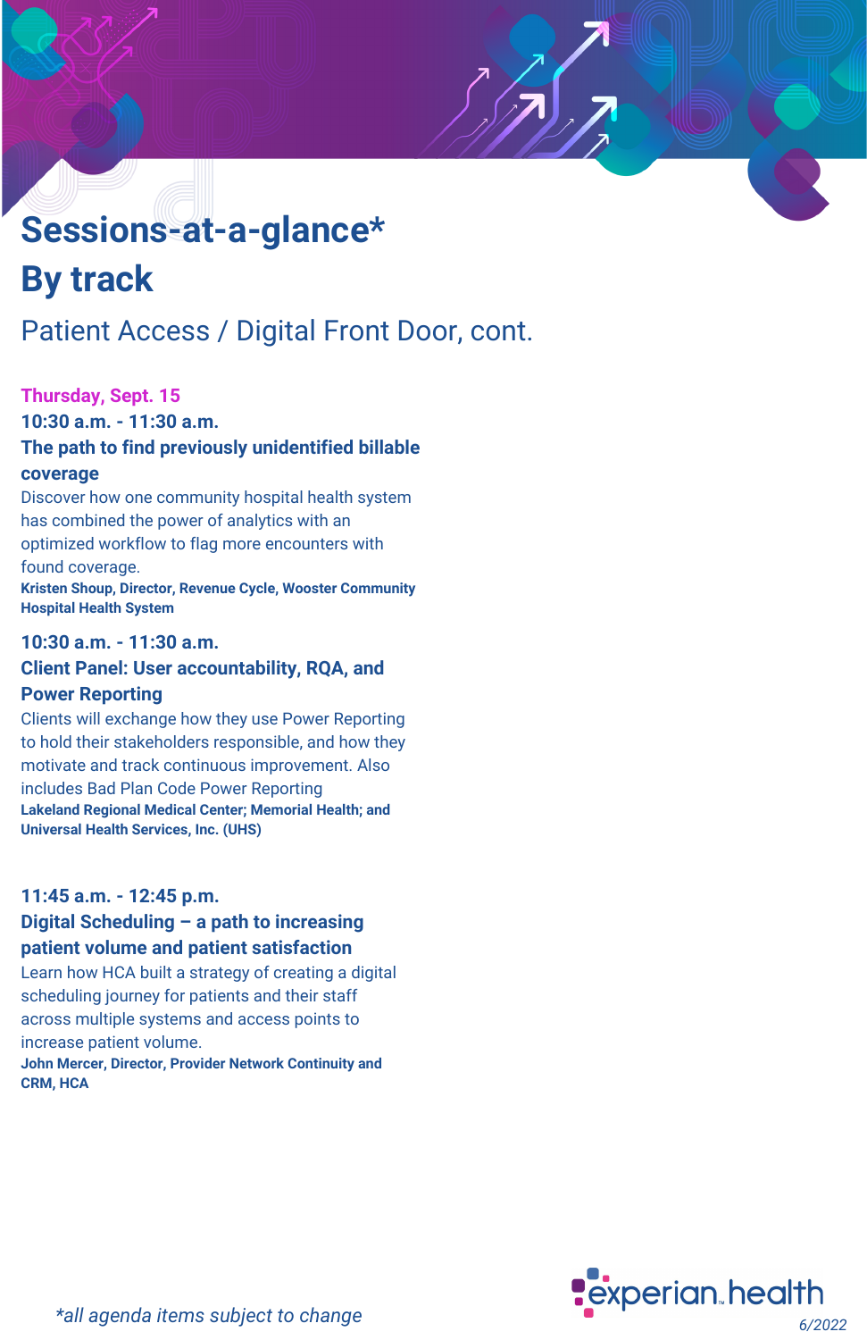# Sessions-at-a-glance*
# By track

## Patient Access / Digital Front Door, cont.

**Thursday, Sept. 15**

### 10:30 a.m. - 11:30 a.m.
### The path to find previously unidentified billable coverage

Discover how one community hospital health system has combined the power of analytics with an optimized workflow to flag more encounters with found coverage.

**Kristen Shoup, Director, Revenue Cycle, Wooster Community Hospital Health System**

### 10:30 a.m. - 11:30 a.m.
### Client Panel: User accountability, RQA, and Power Reporting

Clients will exchange how they use Power Reporting to hold their stakeholders responsible, and how they motivate and track continuous improvement. Also includes Bad Plan Code Power Reporting

**Lakeland Regional Medical Center; Memorial Health; and Universal Health Services, Inc. (UHS)**

### 11:45 a.m. - 12:45 p.m.
### Digital Scheduling – a path to increasing patient volume and patient satisfaction

Learn how HCA built a strategy of creating a digital scheduling journey for patients and their staff across multiple systems and access points to increase patient volume.

**John Mercer, Director, Provider Network Continuity and CRM, HCA**

*\*all agenda items subject to change*

experian health

6/2022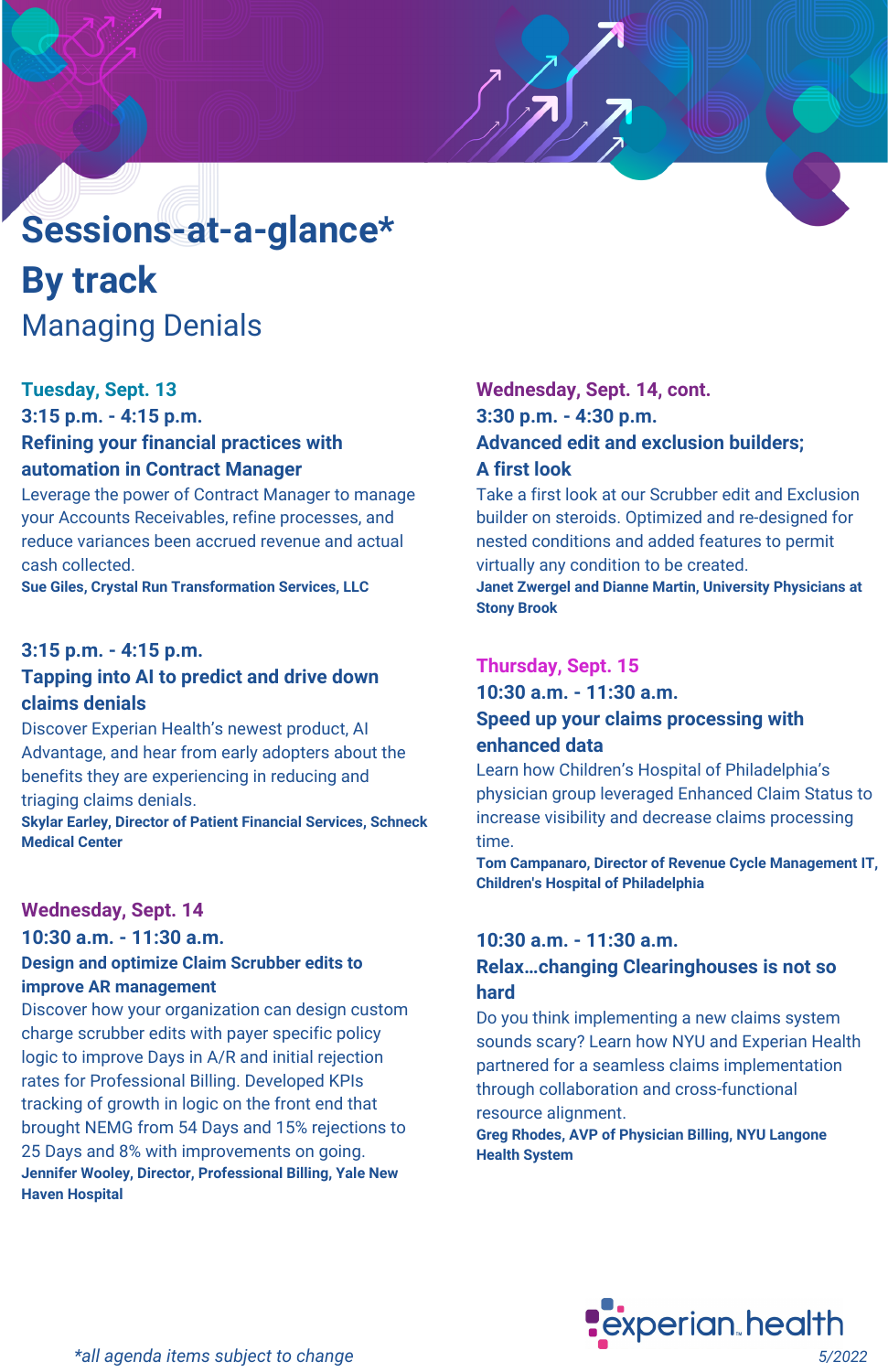# Sessions-at-a-glance*

# By track

## Managing Denials

### Tuesday, Sept. 13

**3:15 p.m. - 4:15 p.m.**

**Refining your financial practices with automation in Contract Manager**

Leverage the power of Contract Manager to manage your Accounts Receivables, refine processes, and reduce variances been accrued revenue and actual cash collected.

**Sue Giles, Crystal Run Transformation Services, LLC**

**3:15 p.m. - 4:15 p.m.**

**Tapping into AI to predict and drive down claims denials**

Discover Experian Health's newest product, AI Advantage, and hear from early adopters about the benefits they are experiencing in reducing and triaging claims denials.

**Skylar Earley, Director of Patient Financial Services, Schneck Medical Center**

### Wednesday, Sept. 14

**10:30 a.m. - 11:30 a.m.**

**Design and optimize Claim Scrubber edits to improve AR management**

Discover how your organization can design custom charge scrubber edits with payer specific policy logic to improve Days in A/R and initial rejection rates for Professional Billing. Developed KPIs tracking of growth in logic on the front end that brought NEMG from 54 Days and 15% rejections to 25 Days and 8% with improvements on going.

**Jennifer Wooley, Director, Professional Billing, Yale New Haven Hospital**

### Wednesday, Sept. 14, cont.

**3:30 p.m. - 4:30 p.m.**

**Advanced edit and exclusion builders; A first look**

Take a first look at our Scrubber edit and Exclusion builder on steroids. Optimized and re-designed for nested conditions and added features to permit virtually any condition to be created.

**Janet Zwergel and Dianne Martin, University Physicians at Stony Brook**

### Thursday, Sept. 15

**10:30 a.m. - 11:30 a.m.**

**Speed up your claims processing with enhanced data**

Learn how Children's Hospital of Philadelphia's physician group leveraged Enhanced Claim Status to increase visibility and decrease claims processing time.

**Tom Campanaro, Director of Revenue Cycle Management IT, Children's Hospital of Philadelphia**

**10:30 a.m. - 11:30 a.m.**

**Relax…changing Clearinghouses is not so hard**

Do you think implementing a new claims system sounds scary? Learn how NYU and Experian Health partnered for a seamless claims implementation through collaboration and cross-functional resource alignment.

**Greg Rhodes, AVP of Physician Billing, NYU Langone Health System**

experian health

*all agenda items subject to change

5/2022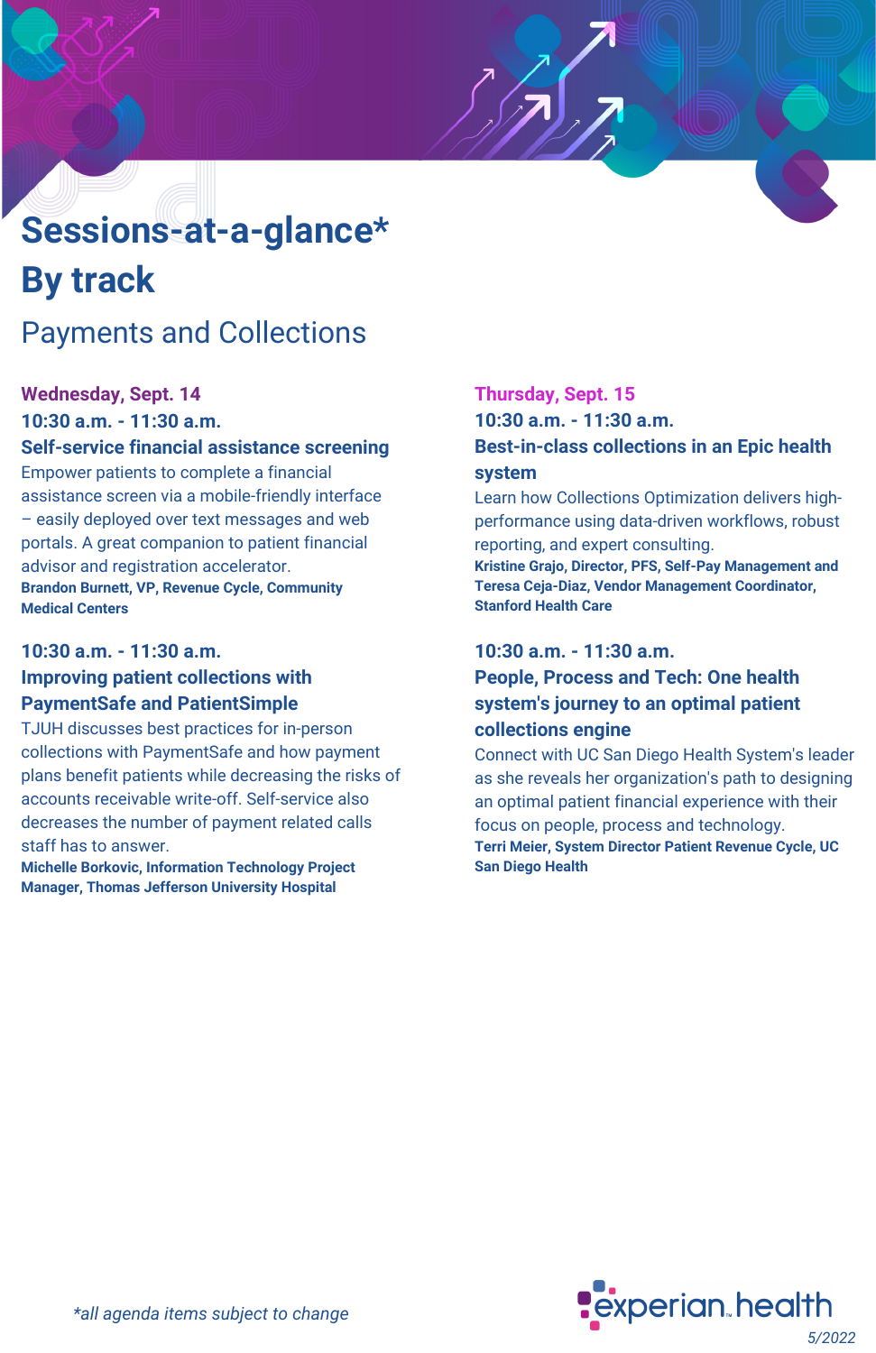# Sessions-at-a-glance*
# By track

## Payments and Collections

### Wednesday, Sept. 14

**10:30 a.m. - 11:30 a.m.**

**Self-service financial assistance screening**

Empower patients to complete a financial assistance screen via a mobile-friendly interface – easily deployed over text messages and web portals. A great companion to patient financial advisor and registration accelerator.

**Brandon Burnett, VP, Revenue Cycle, Community Medical Centers**

**10:30 a.m. - 11:30 a.m.**

**Improving patient collections with PaymentSafe and PatientSimple**

TJUH discusses best practices for in-person collections with PaymentSafe and how payment plans benefit patients while decreasing the risks of accounts receivable write-off. Self-service also decreases the number of payment related calls staff has to answer.

**Michelle Borkovic, Information Technology Project Manager, Thomas Jefferson University Hospital**

### Thursday, Sept. 15

**10:30 a.m. - 11:30 a.m.**

**Best-in-class collections in an Epic health system**

Learn how Collections Optimization delivers high-performance using data-driven workflows, robust reporting, and expert consulting.

**Kristine Grajo, Director, PFS, Self-Pay Management and Teresa Ceja-Diaz, Vendor Management Coordinator, Stanford Health Care**

**10:30 a.m. - 11:30 a.m.**

**People, Process and Tech: One health system's journey to an optimal patient collections engine**

Connect with UC San Diego Health System's leader as she reveals her organization's path to designing an optimal patient financial experience with their focus on people, process and technology.

**Terri Meier, System Director Patient Revenue Cycle, UC San Diego Health**

*all agenda items subject to change*

experian health

*5/2022*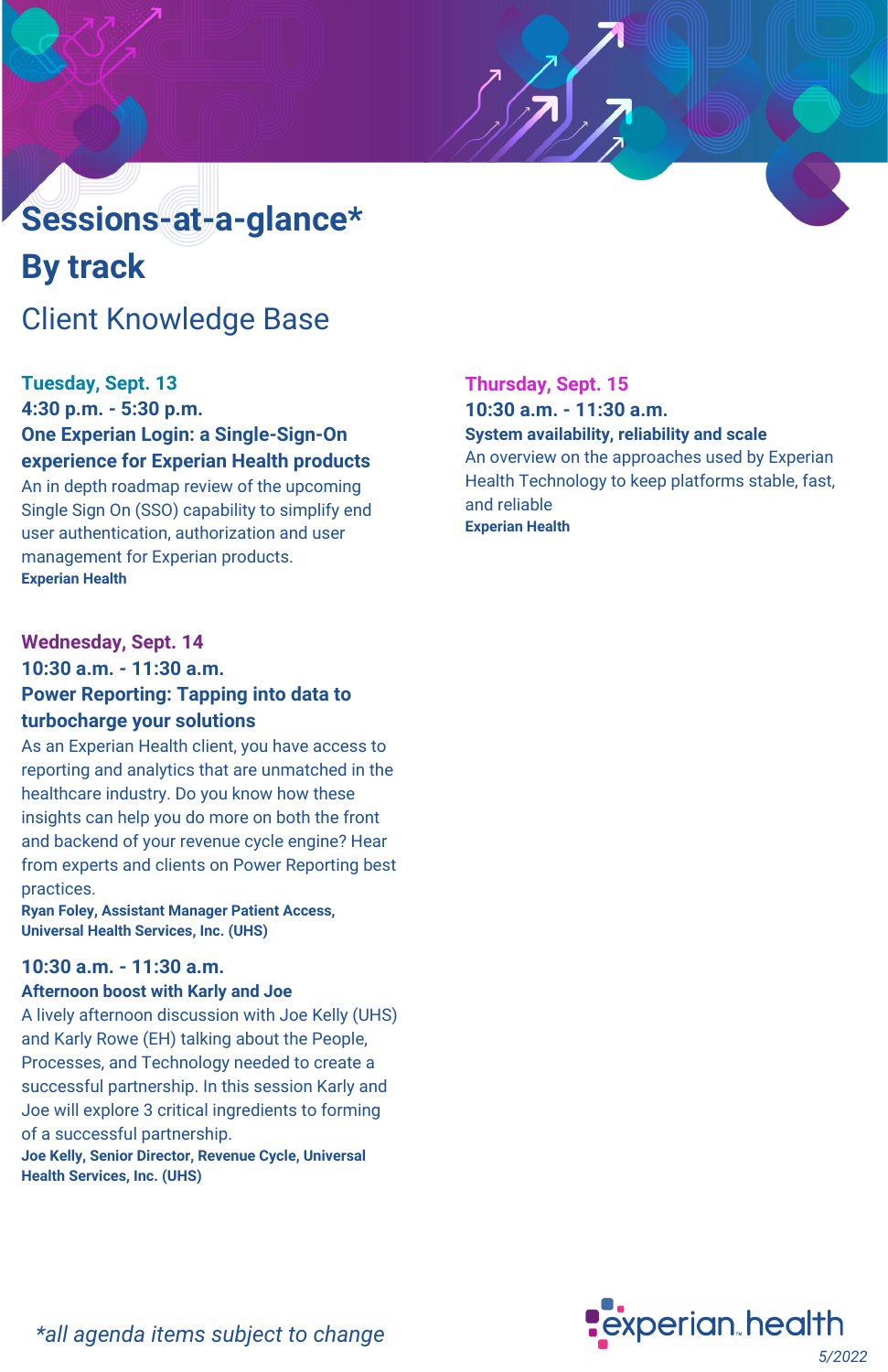# Sessions-at-a-glance*

# By track

## Client Knowledge Base

### Tuesday, Sept. 13

**4:30 p.m. - 5:30 p.m.**

**One Experian Login: a Single-Sign-On experience for Experian Health products**

An in depth roadmap review of the upcoming Single Sign On (SSO) capability to simplify end user authentication, authorization and user management for Experian products.

**Experian Health**

### Wednesday, Sept. 14

**10:30 a.m. - 11:30 a.m.**

**Power Reporting: Tapping into data to turbocharge your solutions**

As an Experian Health client, you have access to reporting and analytics that are unmatched in the healthcare industry. Do you know how these insights can help you do more on both the front and backend of your revenue cycle engine? Hear from experts and clients on Power Reporting best practices.

**Ryan Foley, Assistant Manager Patient Access, Universal Health Services, Inc. (UHS)**

**10:30 a.m. - 11:30 a.m.**

**Afternoon boost with Karly and Joe**

A lively afternoon discussion with Joe Kelly (UHS) and Karly Rowe (EH) talking about the People, Processes, and Technology needed to create a successful partnership. In this session Karly and Joe will explore 3 critical ingredients to forming of a successful partnership.

**Joe Kelly, Senior Director, Revenue Cycle, Universal Health Services, Inc. (UHS)**

### Thursday, Sept. 15

**10:30 a.m. - 11:30 a.m.**

**System availability, reliability and scale**

An overview on the approaches used by Experian Health Technology to keep platforms stable, fast, and reliable

**Experian Health**

*all agenda items subject to change*

experian health

5/2022